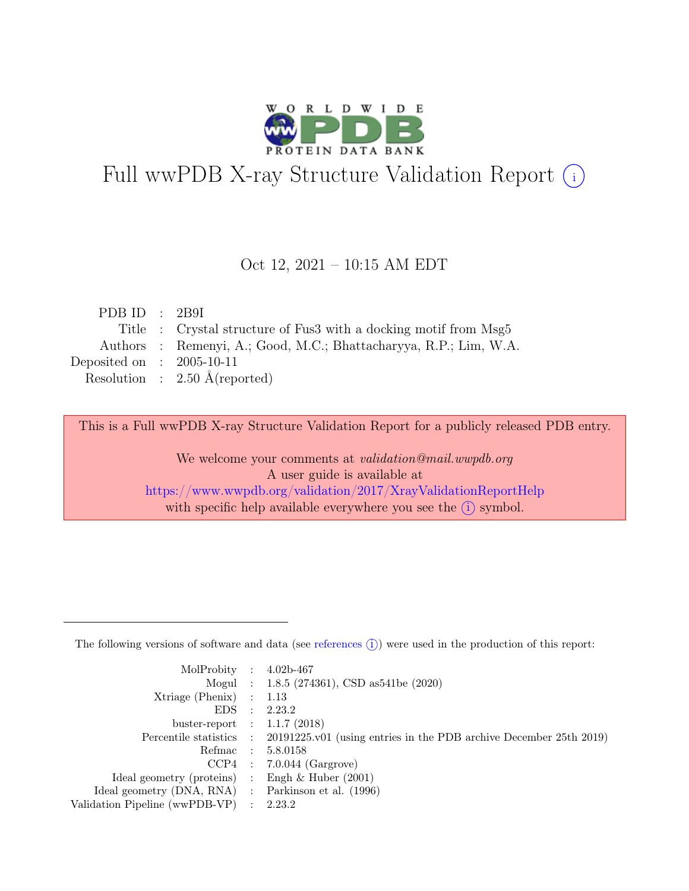# Full wwPDB X-ray Structure Validation Report (i)

Oct 12, 2021 – 10:15 AM EDT

| | | |
|---|---|---|
| PDB ID | : | 2B9I |
| Title | : | Crystal structure of Fus3 with a docking motif from Msg5 |
| Authors | : | Remenyi, A.; Good, M.C.; Bhattacharyya, R.P.; Lim, W.A. |
| Deposited on | : | 2005-10-11 |
| Resolution | : | 2.50 Å(reported) |

This is a Full wwPDB X-ray Structure Validation Report for a publicly released PDB entry.

We welcome your comments at *validation@mail.wwpdb.org*
A user guide is available at
https://www.wwpdb.org/validation/2017/XrayValidationReportHelp
with specific help available everywhere you see the (i) symbol.

---

The following versions of software and data (see references (i)) were used in the production of this report:

| | | |
|---|---|---|
| MolProbity | : | 4.02b-467 |
| Mogul | : | 1.8.5 (274361), CSD as541be (2020) |
| Xtriage (Phenix) | : | 1.13 |
| EDS | : | 2.23.2 |
| buster-report | : | 1.1.7 (2018) |
| Percentile statistics | : | 20191225.v01 (using entries in the PDB archive December 25th 2019) |
| Refmac | : | 5.8.0158 |
| CCP4 | : | 7.0.044 (Gargrove) |
| Ideal geometry (proteins) | : | Engh & Huber (2001) |
| Ideal geometry (DNA, RNA) | : | Parkinson et al. (1996) |
| Validation Pipeline (wwPDB-VP) | : | 2.23.2 |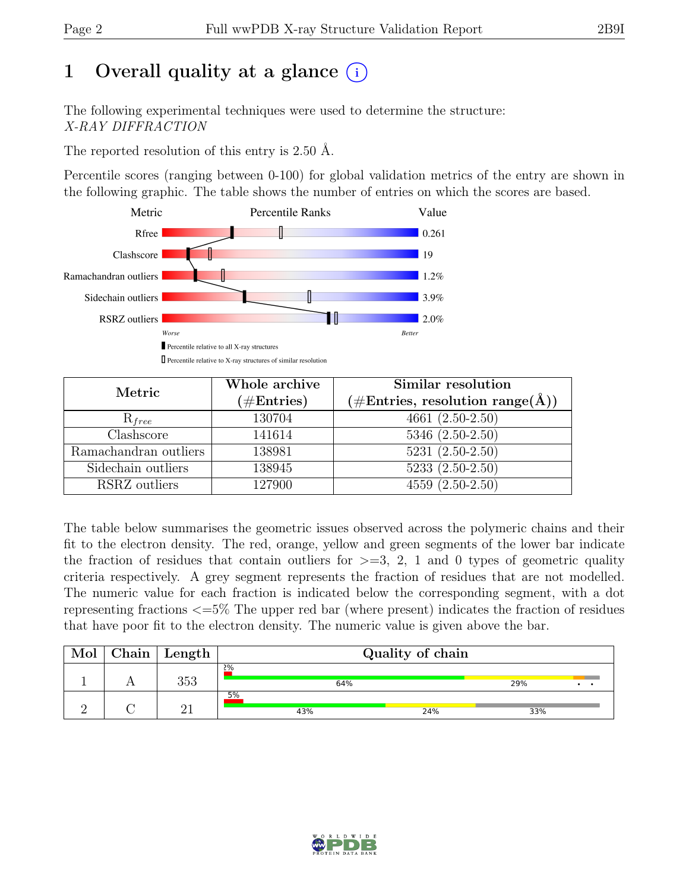# 1 Overall quality at a glance

The following experimental techniques were used to determine the structure:
*X-RAY DIFFRACTION*

The reported resolution of this entry is 2.50 Å.

Percentile scores (ranging between 0-100) for global validation metrics of the entry are shown in the following graphic. The table shows the number of entries on which the scores are based.

| Metric | Value |
|---|---|
| Rfree | 0.261 |
| Clashscore | 19 |
| Ramachandran outliers | 1.2% |
| Sidechain outliers | 3.9% |
| RSRZ outliers | 2.0% |

Worse — Better

▮ Percentile relative to all X-ray structures
▯ Percentile relative to X-ray structures of similar resolution

| Metric | Whole archive (#Entries) | Similar resolution (#Entries, resolution range(Å)) |
|---|---|---|
| $R_{free}$ | 130704 | 4661 (2.50-2.50) |
| Clashscore | 141614 | 5346 (2.50-2.50) |
| Ramachandran outliers | 138981 | 5231 (2.50-2.50) |
| Sidechain outliers | 138945 | 5233 (2.50-2.50) |
| RSRZ outliers | 127900 | 4559 (2.50-2.50) |

The table below summarises the geometric issues observed across the polymeric chains and their fit to the electron density. The red, orange, yellow and green segments of the lower bar indicate the fraction of residues that contain outliers for >=3, 2, 1 and 0 types of geometric quality criteria respectively. A grey segment represents the fraction of residues that are not modelled. The numeric value for each fraction is indicated below the corresponding segment, with a dot representing fractions <=5% The upper red bar (where present) indicates the fraction of residues that have poor fit to the electron density. The numeric value is given above the bar.

| Mol | Chain | Length | Quality of chain |
|---|---|---|---|
| 1 | A | 353 | 2%; 64%, 29%, •, • |
| 2 | C | 21 | 5%; 43%, 24%, 33% |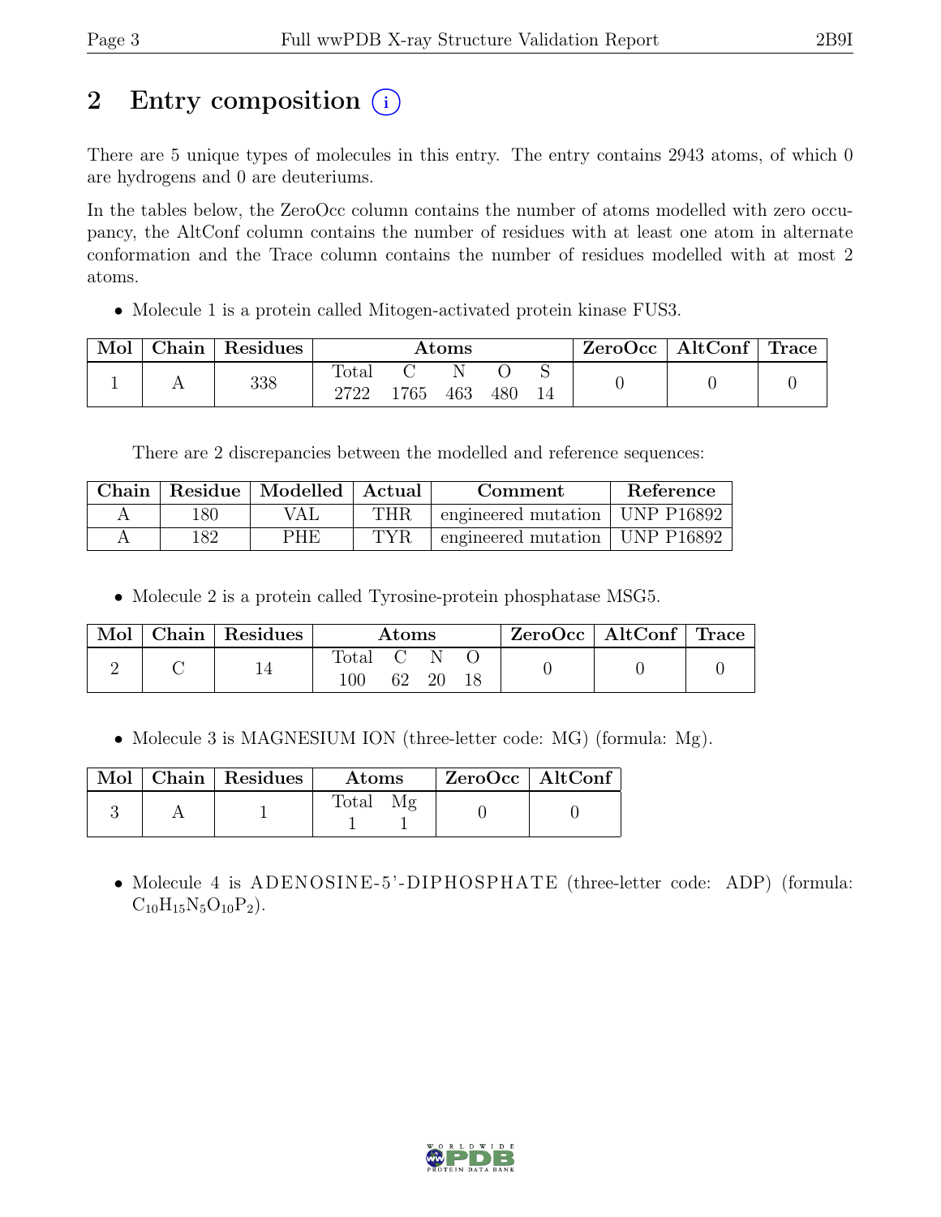# 2 Entry composition (i)

There are 5 unique types of molecules in this entry. The entry contains 2943 atoms, of which 0 are hydrogens and 0 are deuteriums.

In the tables below, the ZeroOcc column contains the number of atoms modelled with zero occupancy, the AltConf column contains the number of residues with at least one atom in alternate conformation and the Trace column contains the number of residues modelled with at most 2 atoms.

- Molecule 1 is a protein called Mitogen-activated protein kinase FUS3.

| Mol | Chain | Residues | Atoms | | | | | ZeroOcc | AltConf | Trace |
|---|---|---|---|---|---|---|---|---|---|---|
| 1 | A | 338 | Total | C | N | O | S | 0 | 0 | 0 |
| | | | 2722 | 1765 | 463 | 480 | 14 | | | |

There are 2 discrepancies between the modelled and reference sequences:

| Chain | Residue | Modelled | Actual | Comment | Reference |
|---|---|---|---|---|---|
| A | 180 | VAL | THR | engineered mutation | UNP P16892 |
| A | 182 | PHE | TYR | engineered mutation | UNP P16892 |

- Molecule 2 is a protein called Tyrosine-protein phosphatase MSG5.

| Mol | Chain | Residues | Atoms | | | | ZeroOcc | AltConf | Trace |
|---|---|---|---|---|---|---|---|---|---|
| 2 | C | 14 | Total | C | N | O | 0 | 0 | 0 |
| | | | 100 | 62 | 20 | 18 | | | |

- Molecule 3 is MAGNESIUM ION (three-letter code: MG) (formula: Mg).

| Mol | Chain | Residues | Atoms | | ZeroOcc | AltConf |
|---|---|---|---|---|---|---|
| 3 | A | 1 | Total | Mg | 0 | 0 |
| | | | 1 | 1 | | |

- Molecule 4 is ADENOSINE-5'-DIPHOSPHATE (three-letter code: ADP) (formula: $C_{10}H_{15}N_5O_{10}P_2$).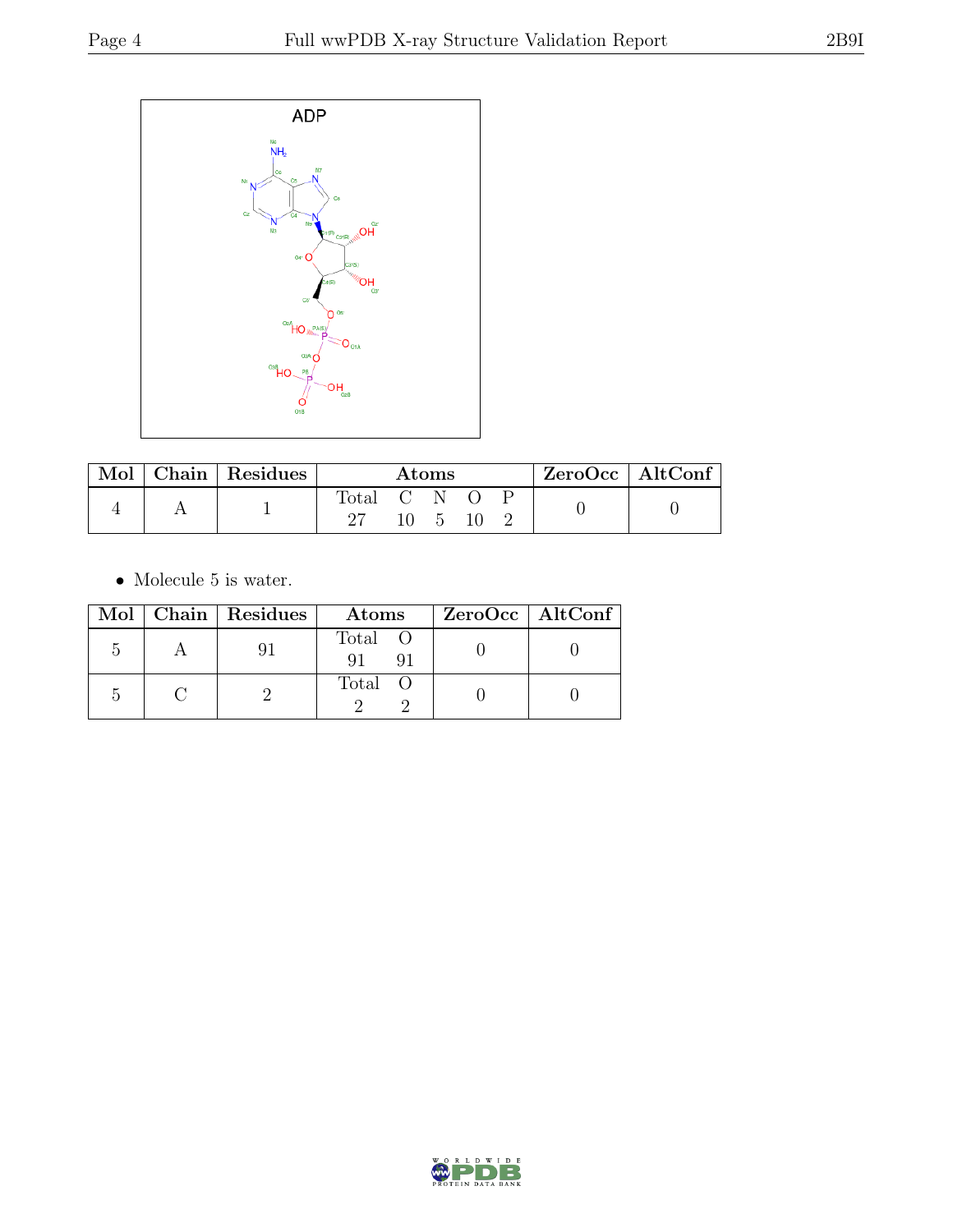| Mol | Chain | Residues | Atoms | | | | | ZeroOcc | AltConf |
|---|---|---|---|---|---|---|---|---|---|
| | | | Total | C | N | O | P | | |
| 4 | A | 1 | 27 | 10 | 5 | 10 | 2 | 0 | 0 |

- Molecule 5 is water.

| Mol | Chain | Residues | Atoms | | ZeroOcc | AltConf |
|---|---|---|---|---|---|---|
| | | | Total | O | | |
| 5 | A | 91 | 91 | 91 | 0 | 0 |
| 5 | C | 2 | 2 | 2 | 0 | 0 |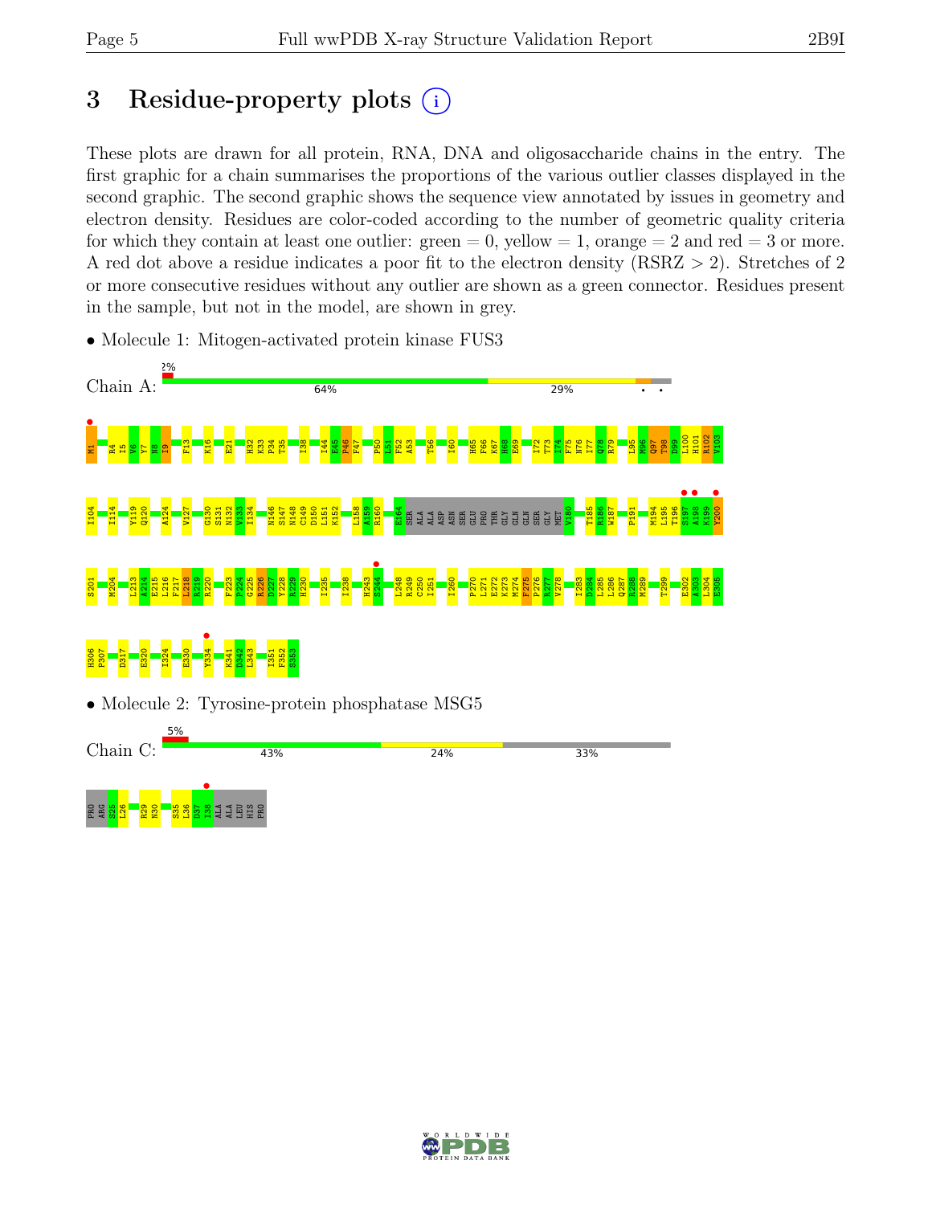# 3 Residue-property plots

These plots are drawn for all protein, RNA, DNA and oligosaccharide chains in the entry. The first graphic for a chain summarises the proportions of the various outlier classes displayed in the second graphic. The second graphic shows the sequence view annotated by issues in geometry and electron density. Residues are color-coded according to the number of geometric quality criteria for which they contain at least one outlier: green = 0, yellow = 1, orange = 2 and red = 3 or more. A red dot above a residue indicates a poor fit to the electron density (RSRZ > 2). Stretches of 2 or more consecutive residues without any outlier are shown as a green connector. Residues present in the sample, but not in the model, are shown in grey.

- Molecule 1: Mitogen-activated protein kinase FUS3

Chain A: 2% | 64% | 29%

M1 R4 I5 V6 Y7 N8 I9 F13 K16 E21 H32 K33 P34 T35 I38 I44 E45 P46 F47 P50 L51 F52 A53 T56 I60 H65 F66 K67 H68 E69 I72 T73 I74 F75 N76 I77 Q78 R79 L95 M96 Q97 T98 D99 L100 H101 R102 V103

I104 I114 Y119 Q120 A124 V127 G130 S131 N132 V133 I134 N146 S147 N148 C149 D150 L151 K152 L158 A159 R160 E164 SER ALA ALA ASP ASN SER GLU PRO THR GLY GLN GLN SER GLY MET V180 T185 R186 W187 P191 M194 L195 T196 S197 A198 K199 Y200

S201 M204 L213 A214 E215 L216 F217 L218 R219 R220 F223 P224 G225 R226 D227 Y228 R229 H230 I235 I238 H243 S244 L248 R249 C250 I251 I260 P270 L271 E272 K273 M274 F275 P276 R277 V278 I283 D284 L285 L286 Q287 R288 M289 T299 E302 A303 L304 E305

H306 P307 D317 E320 I324 E330 Y334 K341 D342 L343 I351 F352 S353

- Molecule 2: Tyrosine-protein phosphatase MSG5

Chain C: 5% | 43% | 24% | 33%

PRO ARG S25 L26 R29 N30 S35 L36 D37 I38 ALA ALA LEU HIS PRO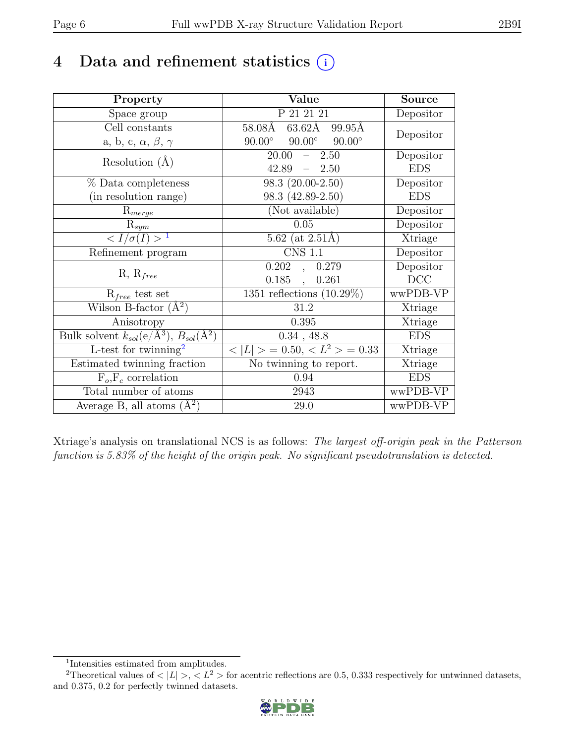# 4 Data and refinement statistics (i)

| Property | Value | Source |
|---|---|---|
| Space group | P 21 21 21 | Depositor |
| Cell constants<br>a, b, c, $\alpha$, $\beta$, $\gamma$ | 58.08Å 63.62Å 99.95Å<br>90.00° 90.00° 90.00° | Depositor |
| Resolution (Å) | 20.00 – 2.50<br>42.89 – 2.50 | Depositor<br>EDS |
| % Data completeness<br>(in resolution range) | 98.3 (20.00-2.50)<br>98.3 (42.89-2.50) | Depositor<br>EDS |
| $R_{merge}$ | (Not available) | Depositor |
| $R_{sym}$ | 0.05 | Depositor |
| $< I/\sigma(I) >$ [1] | 5.62 (at 2.51Å) | Xtriage |
| Refinement program | CNS 1.1 | Depositor |
| R, $R_{free}$ | 0.202 , 0.279<br>0.185 , 0.261 | Depositor<br>DCC |
| $R_{free}$ test set | 1351 reflections (10.29%) | wwPDB-VP |
| Wilson B-factor (Å$^2$) | 31.2 | Xtriage |
| Anisotropy | 0.395 | Xtriage |
| Bulk solvent $k_{sol}$(e/Å$^3$), $B_{sol}$(Å$^2$) | 0.34 , 48.8 | EDS |
| L-test for twinning[2] | $< \|L\| > = 0.50$, $< L^2 > = 0.33$ | Xtriage |
| Estimated twinning fraction | No twinning to report. | Xtriage |
| $F_o$,$F_c$ correlation | 0.94 | EDS |
| Total number of atoms | 2943 | wwPDB-VP |
| Average B, all atoms (Å$^2$) | 29.0 | wwPDB-VP |

Xtriage's analysis on translational NCS is as follows: *The largest off-origin peak in the Patterson function is 5.83% of the height of the origin peak. No significant pseudotranslation is detected.*

[1] Intensities estimated from amplitudes.

[2] Theoretical values of $< |L| >$, $< L^2 >$ for acentric reflections are 0.5, 0.333 respectively for untwinned datasets, and 0.375, 0.2 for perfectly twinned datasets.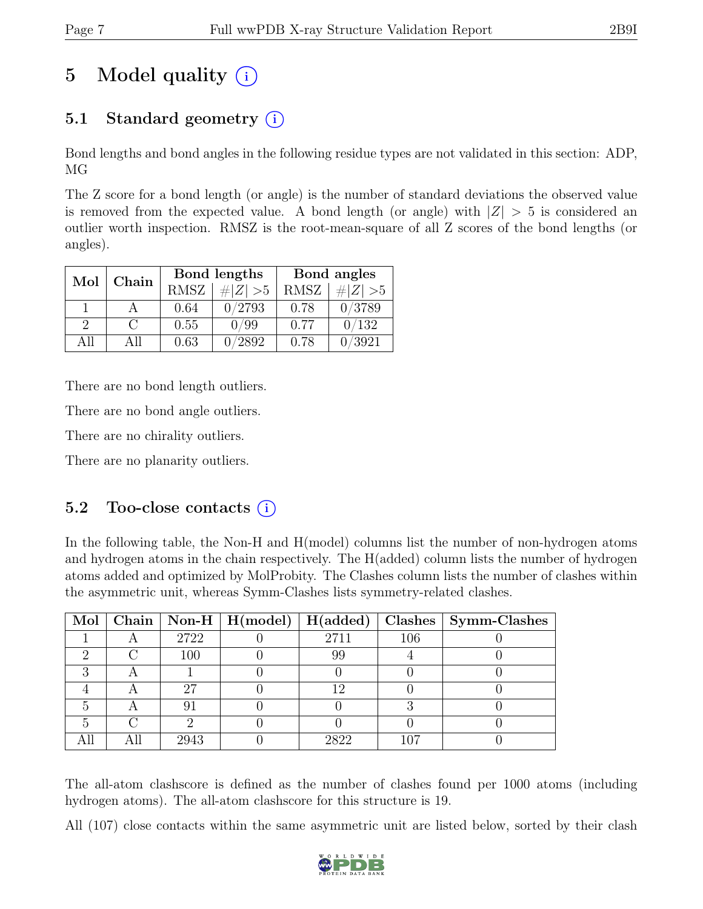# 5 Model quality (i)

## 5.1 Standard geometry (i)

Bond lengths and bond angles in the following residue types are not validated in this section: ADP, MG

The Z score for a bond length (or angle) is the number of standard deviations the observed value is removed from the expected value. A bond length (or angle) with $|Z| > 5$ is considered an outlier worth inspection. RMSZ is the root-mean-square of all Z scores of the bond lengths (or angles).

| Mol | Chain | Bond lengths | | Bond angles | |
|---|---|---|---|---|---|
| | | RMSZ | #$\|Z\|$ >5 | RMSZ | #$\|Z\|$ >5 |
| 1 | A | 0.64 | 0/2793 | 0.78 | 0/3789 |
| 2 | C | 0.55 | 0/99 | 0.77 | 0/132 |
| All | All | 0.63 | 0/2892 | 0.78 | 0/3921 |

There are no bond length outliers.

There are no bond angle outliers.

There are no chirality outliers.

There are no planarity outliers.

## 5.2 Too-close contacts (i)

In the following table, the Non-H and H(model) columns list the number of non-hydrogen atoms and hydrogen atoms in the chain respectively. The H(added) column lists the number of hydrogen atoms added and optimized by MolProbity. The Clashes column lists the number of clashes within the asymmetric unit, whereas Symm-Clashes lists symmetry-related clashes.

| Mol | Chain | Non-H | H(model) | H(added) | Clashes | Symm-Clashes |
|---|---|---|---|---|---|---|
| 1 | A | 2722 | 0 | 2711 | 106 | 0 |
| 2 | C | 100 | 0 | 99 | 4 | 0 |
| 3 | A | 1 | 0 | 0 | 0 | 0 |
| 4 | A | 27 | 0 | 12 | 0 | 0 |
| 5 | A | 91 | 0 | 0 | 3 | 0 |
| 5 | C | 2 | 0 | 0 | 0 | 0 |
| All | All | 2943 | 0 | 2822 | 107 | 0 |

The all-atom clashscore is defined as the number of clashes found per 1000 atoms (including hydrogen atoms). The all-atom clashscore for this structure is 19.

All (107) close contacts within the same asymmetric unit are listed below, sorted by their clash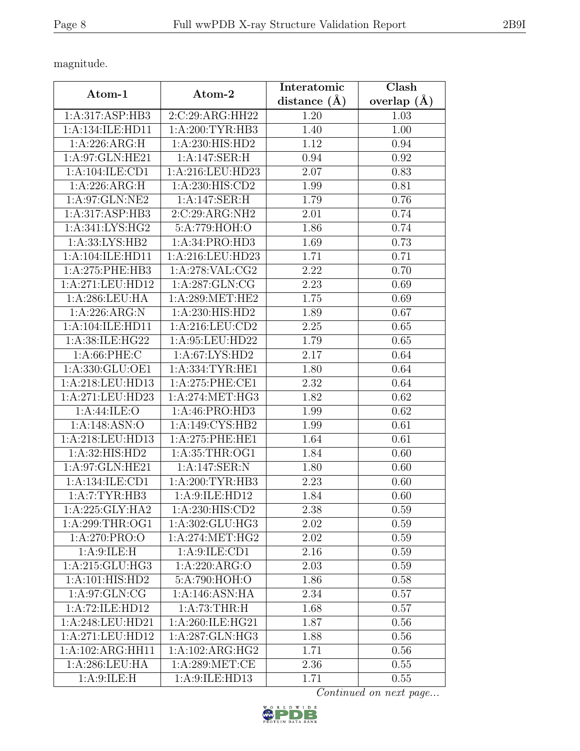magnitude.

| Atom-1 | Atom-2 | Interatomic distance (Å) | Clash overlap (Å) |
| --- | --- | --- | --- |
| 1:A:317:ASP:HB3 | 2:C:29:ARG:HH22 | 1.20 | 1.03 |
| 1:A:134:ILE:HD11 | 1:A:200:TYR:HB3 | 1.40 | 1.00 |
| 1:A:226:ARG:H | 1:A:230:HIS:HD2 | 1.12 | 0.94 |
| 1:A:97:GLN:HE21 | 1:A:147:SER:H | 0.94 | 0.92 |
| 1:A:104:ILE:CD1 | 1:A:216:LEU:HD23 | 2.07 | 0.83 |
| 1:A:226:ARG:H | 1:A:230:HIS:CD2 | 1.99 | 0.81 |
| 1:A:97:GLN:NE2 | 1:A:147:SER:H | 1.79 | 0.76 |
| 1:A:317:ASP:HB3 | 2:C:29:ARG:NH2 | 2.01 | 0.74 |
| 1:A:341:LYS:HG2 | 5:A:779:HOH:O | 1.86 | 0.74 |
| 1:A:33:LYS:HB2 | 1:A:34:PRO:HD3 | 1.69 | 0.73 |
| 1:A:104:ILE:HD11 | 1:A:216:LEU:HD23 | 1.71 | 0.71 |
| 1:A:275:PHE:HB3 | 1:A:278:VAL:CG2 | 2.22 | 0.70 |
| 1:A:271:LEU:HD12 | 1:A:287:GLN:CG | 2.23 | 0.69 |
| 1:A:286:LEU:HA | 1:A:289:MET:HE2 | 1.75 | 0.69 |
| 1:A:226:ARG:N | 1:A:230:HIS:HD2 | 1.89 | 0.67 |
| 1:A:104:ILE:HD11 | 1:A:216:LEU:CD2 | 2.25 | 0.65 |
| 1:A:38:ILE:HG22 | 1:A:95:LEU:HD22 | 1.79 | 0.65 |
| 1:A:66:PHE:C | 1:A:67:LYS:HD2 | 2.17 | 0.64 |
| 1:A:330:GLU:OE1 | 1:A:334:TYR:HE1 | 1.80 | 0.64 |
| 1:A:218:LEU:HD13 | 1:A:275:PHE:CE1 | 2.32 | 0.64 |
| 1:A:271:LEU:HD23 | 1:A:274:MET:HG3 | 1.82 | 0.62 |
| 1:A:44:ILE:O | 1:A:46:PRO:HD3 | 1.99 | 0.62 |
| 1:A:148:ASN:O | 1:A:149:CYS:HB2 | 1.99 | 0.61 |
| 1:A:218:LEU:HD13 | 1:A:275:PHE:HE1 | 1.64 | 0.61 |
| 1:A:32:HIS:HD2 | 1:A:35:THR:OG1 | 1.84 | 0.60 |
| 1:A:97:GLN:HE21 | 1:A:147:SER:N | 1.80 | 0.60 |
| 1:A:134:ILE:CD1 | 1:A:200:TYR:HB3 | 2.23 | 0.60 |
| 1:A:7:TYR:HB3 | 1:A:9:ILE:HD12 | 1.84 | 0.60 |
| 1:A:225:GLY:HA2 | 1:A:230:HIS:CD2 | 2.38 | 0.59 |
| 1:A:299:THR:OG1 | 1:A:302:GLU:HG3 | 2.02 | 0.59 |
| 1:A:270:PRO:O | 1:A:274:MET:HG2 | 2.02 | 0.59 |
| 1:A:9:ILE:H | 1:A:9:ILE:CD1 | 2.16 | 0.59 |
| 1:A:215:GLU:HG3 | 1:A:220:ARG:O | 2.03 | 0.59 |
| 1:A:101:HIS:HD2 | 5:A:790:HOH:O | 1.86 | 0.58 |
| 1:A:97:GLN:CG | 1:A:146:ASN:HA | 2.34 | 0.57 |
| 1:A:72:ILE:HD12 | 1:A:73:THR:H | 1.68 | 0.57 |
| 1:A:248:LEU:HD21 | 1:A:260:ILE:HG21 | 1.87 | 0.56 |
| 1:A:271:LEU:HD12 | 1:A:287:GLN:HG3 | 1.88 | 0.56 |
| 1:A:102:ARG:HH11 | 1:A:102:ARG:HG2 | 1.71 | 0.56 |
| 1:A:286:LEU:HA | 1:A:289:MET:CE | 2.36 | 0.55 |
| 1:A:9:ILE:H | 1:A:9:ILE:HD13 | 1.71 | 0.55 |

*Continued on next page...*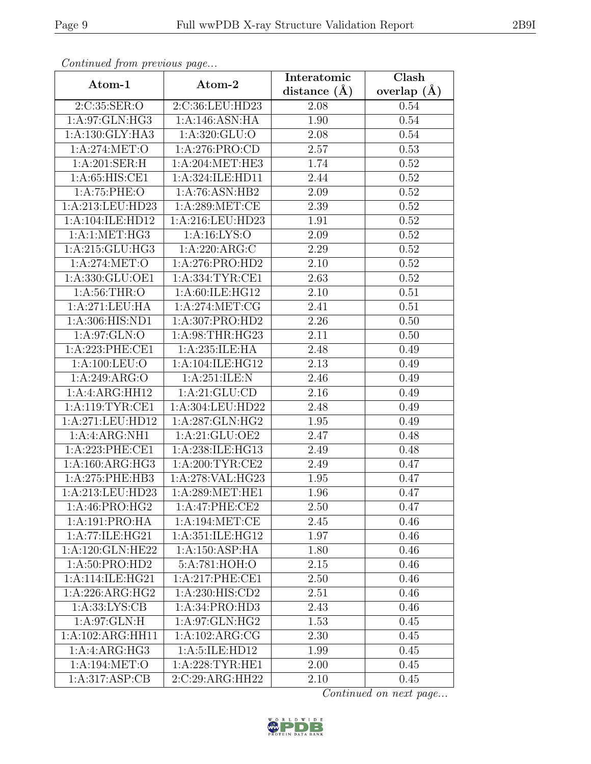*Continued from previous page...*

| Atom-1 | Atom-2 | Interatomic distance (Å) | Clash overlap (Å) |
|---|---|---|---|
| 2:C:35:SER:O | 2:C:36:LEU:HD23 | 2.08 | 0.54 |
| 1:A:97:GLN:HG3 | 1:A:146:ASN:HA | 1.90 | 0.54 |
| 1:A:130:GLY:HA3 | 1:A:320:GLU:O | 2.08 | 0.54 |
| 1:A:274:MET:O | 1:A:276:PRO:CD | 2.57 | 0.53 |
| 1:A:201:SER:H | 1:A:204:MET:HE3 | 1.74 | 0.52 |
| 1:A:65:HIS:CE1 | 1:A:324:ILE:HD11 | 2.44 | 0.52 |
| 1:A:75:PHE:O | 1:A:76:ASN:HB2 | 2.09 | 0.52 |
| 1:A:213:LEU:HD23 | 1:A:289:MET:CE | 2.39 | 0.52 |
| 1:A:104:ILE:HD12 | 1:A:216:LEU:HD23 | 1.91 | 0.52 |
| 1:A:1:MET:HG3 | 1:A:16:LYS:O | 2.09 | 0.52 |
| 1:A:215:GLU:HG3 | 1:A:220:ARG:C | 2.29 | 0.52 |
| 1:A:274:MET:O | 1:A:276:PRO:HD2 | 2.10 | 0.52 |
| 1:A:330:GLU:OE1 | 1:A:334:TYR:CE1 | 2.63 | 0.52 |
| 1:A:56:THR:O | 1:A:60:ILE:HG12 | 2.10 | 0.51 |
| 1:A:271:LEU:HA | 1:A:274:MET:CG | 2.41 | 0.51 |
| 1:A:306:HIS:ND1 | 1:A:307:PRO:HD2 | 2.26 | 0.50 |
| 1:A:97:GLN:O | 1:A:98:THR:HG23 | 2.11 | 0.50 |
| 1:A:223:PHE:CE1 | 1:A:235:ILE:HA | 2.48 | 0.49 |
| 1:A:100:LEU:O | 1:A:104:ILE:HG12 | 2.13 | 0.49 |
| 1:A:249:ARG:O | 1:A:251:ILE:N | 2.46 | 0.49 |
| 1:A:4:ARG:HH12 | 1:A:21:GLU:CD | 2.16 | 0.49 |
| 1:A:119:TYR:CE1 | 1:A:304:LEU:HD22 | 2.48 | 0.49 |
| 1:A:271:LEU:HD12 | 1:A:287:GLN:HG2 | 1.95 | 0.49 |
| 1:A:4:ARG:NH1 | 1:A:21:GLU:OE2 | 2.47 | 0.48 |
| 1:A:223:PHE:CE1 | 1:A:238:ILE:HG13 | 2.49 | 0.48 |
| 1:A:160:ARG:HG3 | 1:A:200:TYR:CE2 | 2.49 | 0.47 |
| 1:A:275:PHE:HB3 | 1:A:278:VAL:HG23 | 1.95 | 0.47 |
| 1:A:213:LEU:HD23 | 1:A:289:MET:HE1 | 1.96 | 0.47 |
| 1:A:46:PRO:HG2 | 1:A:47:PHE:CE2 | 2.50 | 0.47 |
| 1:A:191:PRO:HA | 1:A:194:MET:CE | 2.45 | 0.46 |
| 1:A:77:ILE:HG21 | 1:A:351:ILE:HG12 | 1.97 | 0.46 |
| 1:A:120:GLN:HE22 | 1:A:150:ASP:HA | 1.80 | 0.46 |
| 1:A:50:PRO:HD2 | 5:A:781:HOH:O | 2.15 | 0.46 |
| 1:A:114:ILE:HG21 | 1:A:217:PHE:CE1 | 2.50 | 0.46 |
| 1:A:226:ARG:HG2 | 1:A:230:HIS:CD2 | 2.51 | 0.46 |
| 1:A:33:LYS:CB | 1:A:34:PRO:HD3 | 2.43 | 0.46 |
| 1:A:97:GLN:H | 1:A:97:GLN:HG2 | 1.53 | 0.45 |
| 1:A:102:ARG:HH11 | 1:A:102:ARG:CG | 2.30 | 0.45 |
| 1:A:4:ARG:HG3 | 1:A:5:ILE:HD12 | 1.99 | 0.45 |
| 1:A:194:MET:O | 1:A:228:TYR:HE1 | 2.00 | 0.45 |
| 1:A:317:ASP:CB | 2:C:29:ARG:HH22 | 2.10 | 0.45 |

*Continued on next page...*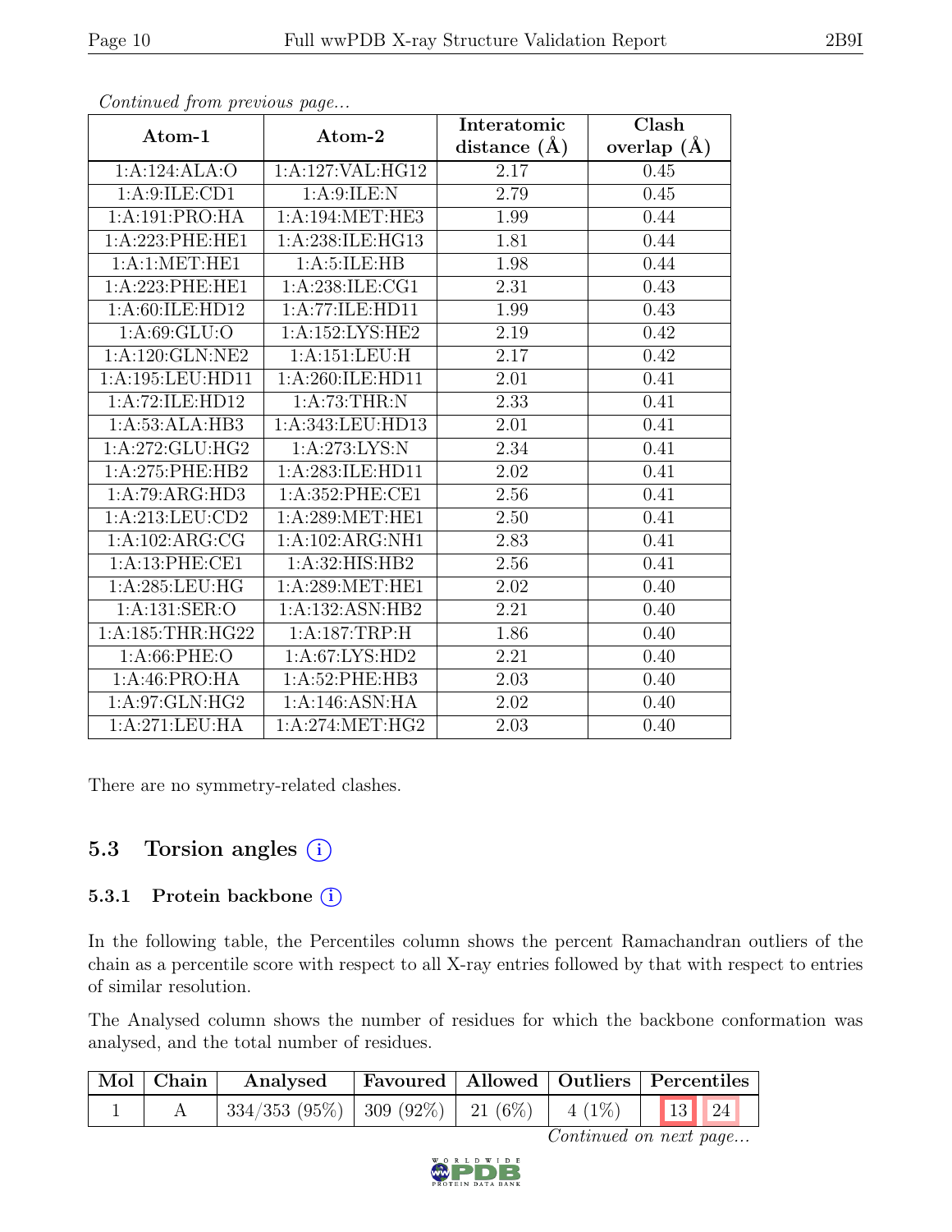*Continued from previous page...*

| Atom-1 | Atom-2 | Interatomic distance (Å) | Clash overlap (Å) |
|---|---|---|---|
| 1:A:124:ALA:O | 1:A:127:VAL:HG12 | 2.17 | 0.45 |
| 1:A:9:ILE:CD1 | 1:A:9:ILE:N | 2.79 | 0.45 |
| 1:A:191:PRO:HA | 1:A:194:MET:HE3 | 1.99 | 0.44 |
| 1:A:223:PHE:HE1 | 1:A:238:ILE:HG13 | 1.81 | 0.44 |
| 1:A:1:MET:HE1 | 1:A:5:ILE:HB | 1.98 | 0.44 |
| 1:A:223:PHE:HE1 | 1:A:238:ILE:CG1 | 2.31 | 0.43 |
| 1:A:60:ILE:HD12 | 1:A:77:ILE:HD11 | 1.99 | 0.43 |
| 1:A:69:GLU:O | 1:A:152:LYS:HE2 | 2.19 | 0.42 |
| 1:A:120:GLN:NE2 | 1:A:151:LEU:H | 2.17 | 0.42 |
| 1:A:195:LEU:HD11 | 1:A:260:ILE:HD11 | 2.01 | 0.41 |
| 1:A:72:ILE:HD12 | 1:A:73:THR:N | 2.33 | 0.41 |
| 1:A:53:ALA:HB3 | 1:A:343:LEU:HD13 | 2.01 | 0.41 |
| 1:A:272:GLU:HG2 | 1:A:273:LYS:N | 2.34 | 0.41 |
| 1:A:275:PHE:HB2 | 1:A:283:ILE:HD11 | 2.02 | 0.41 |
| 1:A:79:ARG:HD3 | 1:A:352:PHE:CE1 | 2.56 | 0.41 |
| 1:A:213:LEU:CD2 | 1:A:289:MET:HE1 | 2.50 | 0.41 |
| 1:A:102:ARG:CG | 1:A:102:ARG:NH1 | 2.83 | 0.41 |
| 1:A:13:PHE:CE1 | 1:A:32:HIS:HB2 | 2.56 | 0.41 |
| 1:A:285:LEU:HG | 1:A:289:MET:HE1 | 2.02 | 0.40 |
| 1:A:131:SER:O | 1:A:132:ASN:HB2 | 2.21 | 0.40 |
| 1:A:185:THR:HG22 | 1:A:187:TRP:H | 1.86 | 0.40 |
| 1:A:66:PHE:O | 1:A:67:LYS:HD2 | 2.21 | 0.40 |
| 1:A:46:PRO:HA | 1:A:52:PHE:HB3 | 2.03 | 0.40 |
| 1:A:97:GLN:HG2 | 1:A:146:ASN:HA | 2.02 | 0.40 |
| 1:A:271:LEU:HA | 1:A:274:MET:HG2 | 2.03 | 0.40 |

There are no symmetry-related clashes.

## 5.3 Torsion angles

### 5.3.1 Protein backbone

In the following table, the Percentiles column shows the percent Ramachandran outliers of the chain as a percentile score with respect to all X-ray entries followed by that with respect to entries of similar resolution.

The Analysed column shows the number of residues for which the backbone conformation was analysed, and the total number of residues.

| Mol | Chain | Analysed | Favoured | Allowed | Outliers | Percentiles | |
|---|---|---|---|---|---|---|---|
| 1 | A | 334/353 (95%) | 309 (92%) | 21 (6%) | 4 (1%) | 13 | 24 |

*Continued on next page...*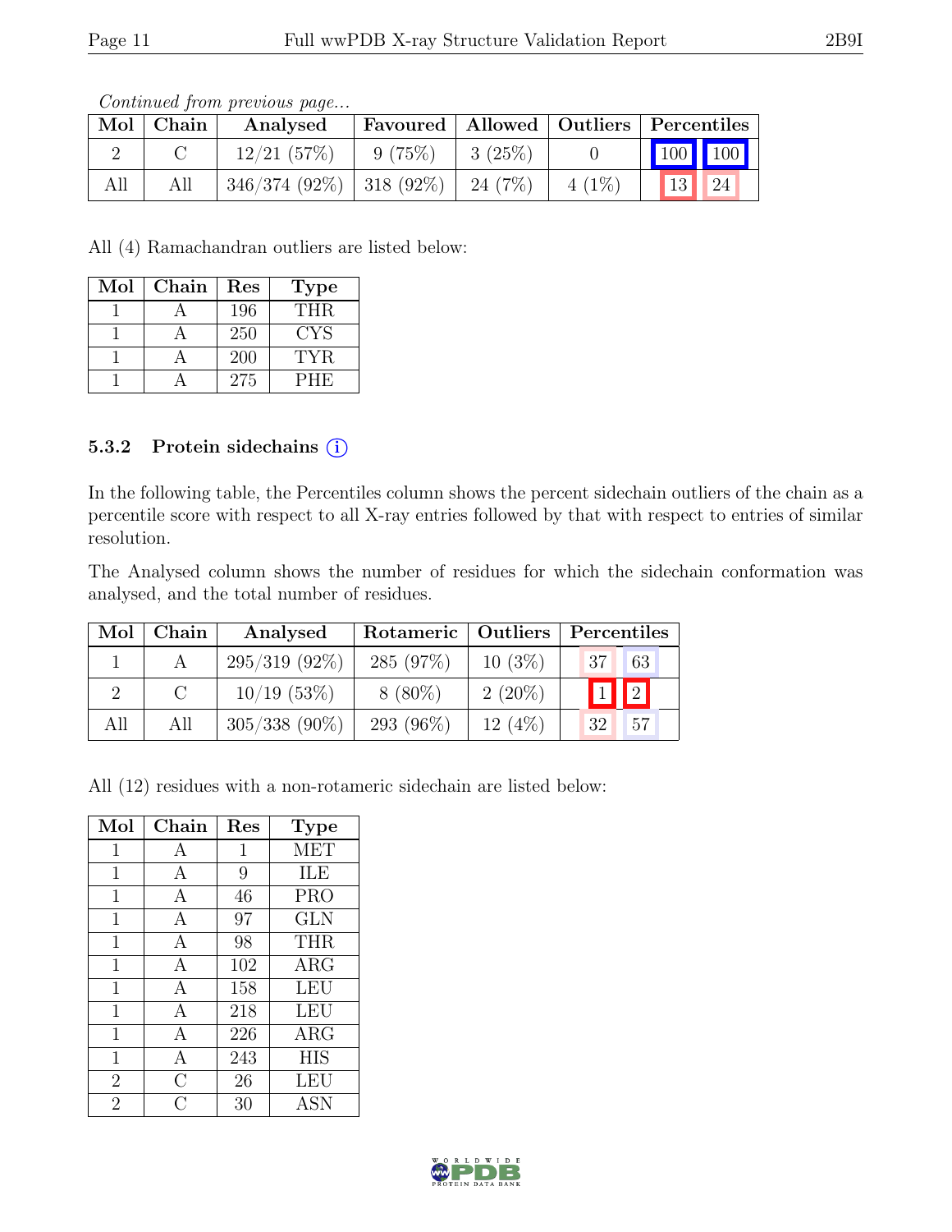*Continued from previous page...*

| Mol | Chain | Analysed | Favoured | Allowed | Outliers | Percentiles | |
|---|---|---|---|---|---|---|---|
| 2 | C | 12/21 (57%) | 9 (75%) | 3 (25%) | 0 | 100 | 100 |
| All | All | 346/374 (92%) | 318 (92%) | 24 (7%) | 4 (1%) | 13 | 24 |

All (4) Ramachandran outliers are listed below:

| Mol | Chain | Res | Type |
|---|---|---|---|
| 1 | A | 196 | THR |
| 1 | A | 250 | CYS |
| 1 | A | 200 | TYR |
| 1 | A | 275 | PHE |

### 5.3.2 Protein sidechains (i)

In the following table, the Percentiles column shows the percent sidechain outliers of the chain as a percentile score with respect to all X-ray entries followed by that with respect to entries of similar resolution.

The Analysed column shows the number of residues for which the sidechain conformation was analysed, and the total number of residues.

| Mol | Chain | Analysed | Rotameric | Outliers | Percentiles | |
|---|---|---|---|---|---|---|
| 1 | A | 295/319 (92%) | 285 (97%) | 10 (3%) | 37 | 63 |
| 2 | C | 10/19 (53%) | 8 (80%) | 2 (20%) | 1 | 2 |
| All | All | 305/338 (90%) | 293 (96%) | 12 (4%) | 32 | 57 |

All (12) residues with a non-rotameric sidechain are listed below:

| Mol | Chain | Res | Type |
|---|---|---|---|
| 1 | A | 1 | MET |
| 1 | A | 9 | ILE |
| 1 | A | 46 | PRO |
| 1 | A | 97 | GLN |
| 1 | A | 98 | THR |
| 1 | A | 102 | ARG |
| 1 | A | 158 | LEU |
| 1 | A | 218 | LEU |
| 1 | A | 226 | ARG |
| 1 | A | 243 | HIS |
| 2 | C | 26 | LEU |
| 2 | C | 30 | ASN |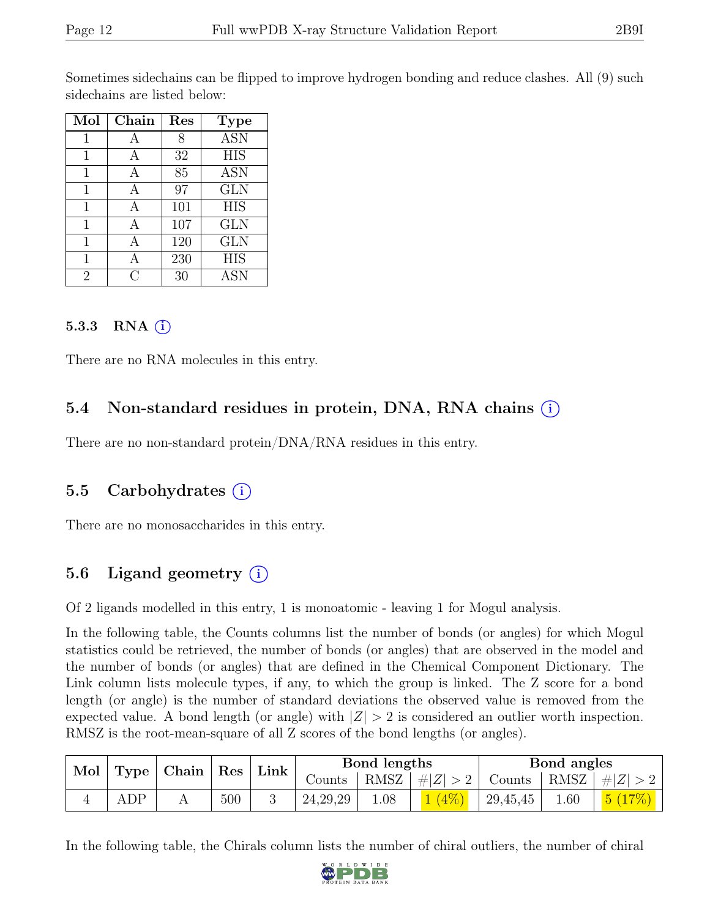Sometimes sidechains can be flipped to improve hydrogen bonding and reduce clashes. All (9) such sidechains are listed below:

| Mol | Chain | Res | Type |
|---|---|---|---|
| 1 | A | 8 | ASN |
| 1 | A | 32 | HIS |
| 1 | A | 85 | ASN |
| 1 | A | 97 | GLN |
| 1 | A | 101 | HIS |
| 1 | A | 107 | GLN |
| 1 | A | 120 | GLN |
| 1 | A | 230 | HIS |
| 2 | C | 30 | ASN |

#### 5.3.3 RNA (i)

There are no RNA molecules in this entry.

### 5.4 Non-standard residues in protein, DNA, RNA chains (i)

There are no non-standard protein/DNA/RNA residues in this entry.

### 5.5 Carbohydrates (i)

There are no monosaccharides in this entry.

### 5.6 Ligand geometry (i)

Of 2 ligands modelled in this entry, 1 is monoatomic - leaving 1 for Mogul analysis.

In the following table, the Counts columns list the number of bonds (or angles) for which Mogul statistics could be retrieved, the number of bonds (or angles) that are observed in the model and the number of bonds (or angles) that are defined in the Chemical Component Dictionary. The Link column lists molecule types, if any, to which the group is linked. The Z score for a bond length (or angle) is the number of standard deviations the observed value is removed from the expected value. A bond length (or angle) with $|Z| > 2$ is considered an outlier worth inspection. RMSZ is the root-mean-square of all Z scores of the bond lengths (or angles).

| Mol | Type | Chain | Res | Link | Bond lengths | | | Bond angles | | |
|---|---|---|---|---|---|---|---|---|---|---|
| | | | | | Counts | RMSZ | $\#\|Z\| > 2$ | Counts | RMSZ | $\#\|Z\| > 2$ |
| 4 | ADP | A | 500 | 3 | 24,29,29 | 1.08 | 1 (4%) | 29,45,45 | 1.60 | 5 (17%) |

In the following table, the Chirals column lists the number of chiral outliers, the number of chiral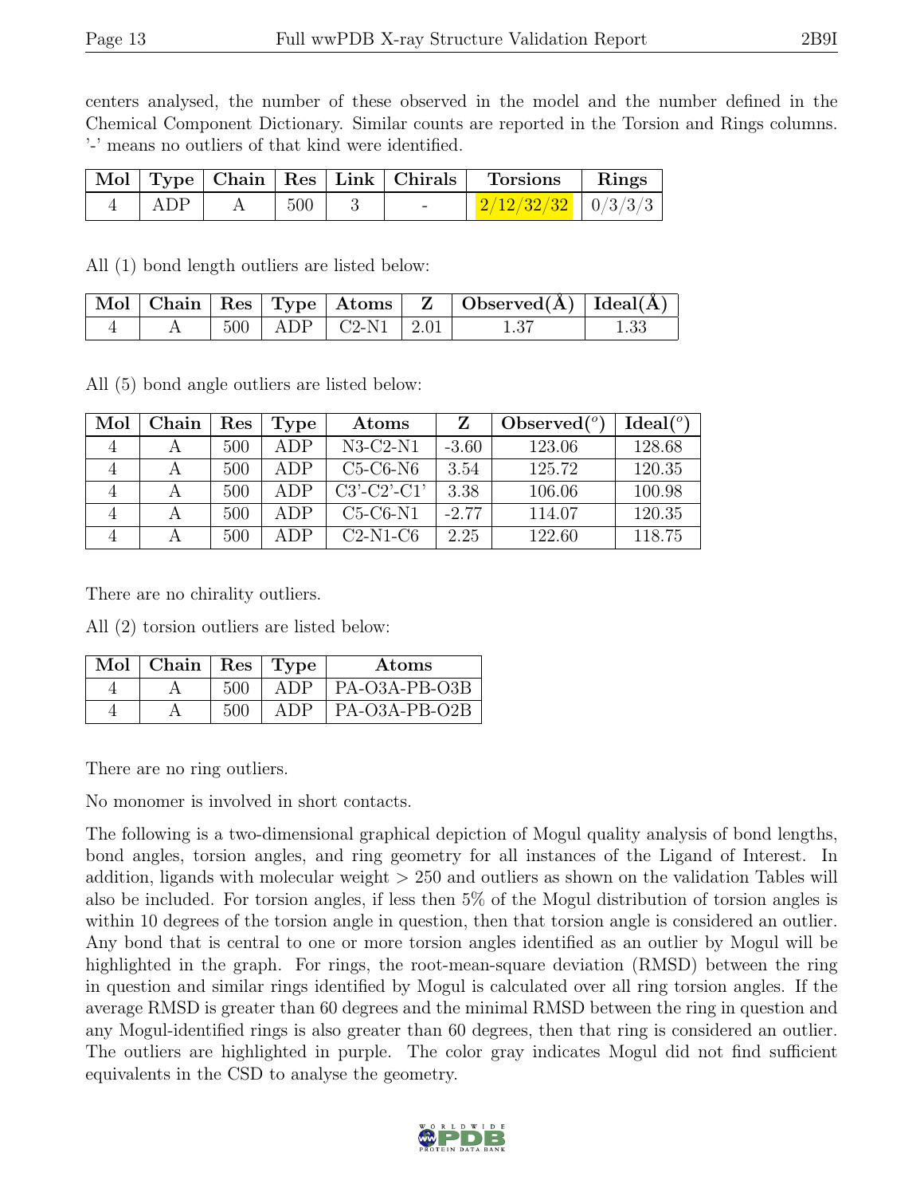centers analysed, the number of these observed in the model and the number defined in the Chemical Component Dictionary. Similar counts are reported in the Torsion and Rings columns. '-' means no outliers of that kind were identified.

| Mol | Type | Chain | Res | Link | Chirals | Torsions | Rings |
|---|---|---|---|---|---|---|---|
| 4 | ADP | A | 500 | 3 | - | 2/12/32/32 | 0/3/3/3 |

All (1) bond length outliers are listed below:

| Mol | Chain | Res | Type | Atoms | Z | Observed(Å) | Ideal(Å) |
|---|---|---|---|---|---|---|---|
| 4 | A | 500 | ADP | C2-N1 | 2.01 | 1.37 | 1.33 |

All (5) bond angle outliers are listed below:

| Mol | Chain | Res | Type | Atoms | Z | Observed($^o$) | Ideal($^o$) |
|---|---|---|---|---|---|---|---|
| 4 | A | 500 | ADP | N3-C2-N1 | -3.60 | 123.06 | 128.68 |
| 4 | A | 500 | ADP | C5-C6-N6 | 3.54 | 125.72 | 120.35 |
| 4 | A | 500 | ADP | C3'-C2'-C1' | 3.38 | 106.06 | 100.98 |
| 4 | A | 500 | ADP | C5-C6-N1 | -2.77 | 114.07 | 120.35 |
| 4 | A | 500 | ADP | C2-N1-C6 | 2.25 | 122.60 | 118.75 |

There are no chirality outliers.

All (2) torsion outliers are listed below:

| Mol | Chain | Res | Type | Atoms |
|---|---|---|---|---|
| 4 | A | 500 | ADP | PA-O3A-PB-O3B |
| 4 | A | 500 | ADP | PA-O3A-PB-O2B |

There are no ring outliers.

No monomer is involved in short contacts.

The following is a two-dimensional graphical depiction of Mogul quality analysis of bond lengths, bond angles, torsion angles, and ring geometry for all instances of the Ligand of Interest. In addition, ligands with molecular weight > 250 and outliers as shown on the validation Tables will also be included. For torsion angles, if less then 5% of the Mogul distribution of torsion angles is within 10 degrees of the torsion angle in question, then that torsion angle is considered an outlier. Any bond that is central to one or more torsion angles identified as an outlier by Mogul will be highlighted in the graph. For rings, the root-mean-square deviation (RMSD) between the ring in question and similar rings identified by Mogul is calculated over all ring torsion angles. If the average RMSD is greater than 60 degrees and the minimal RMSD between the ring in question and any Mogul-identified rings is also greater than 60 degrees, then that ring is considered an outlier. The outliers are highlighted in purple. The color gray indicates Mogul did not find sufficient equivalents in the CSD to analyse the geometry.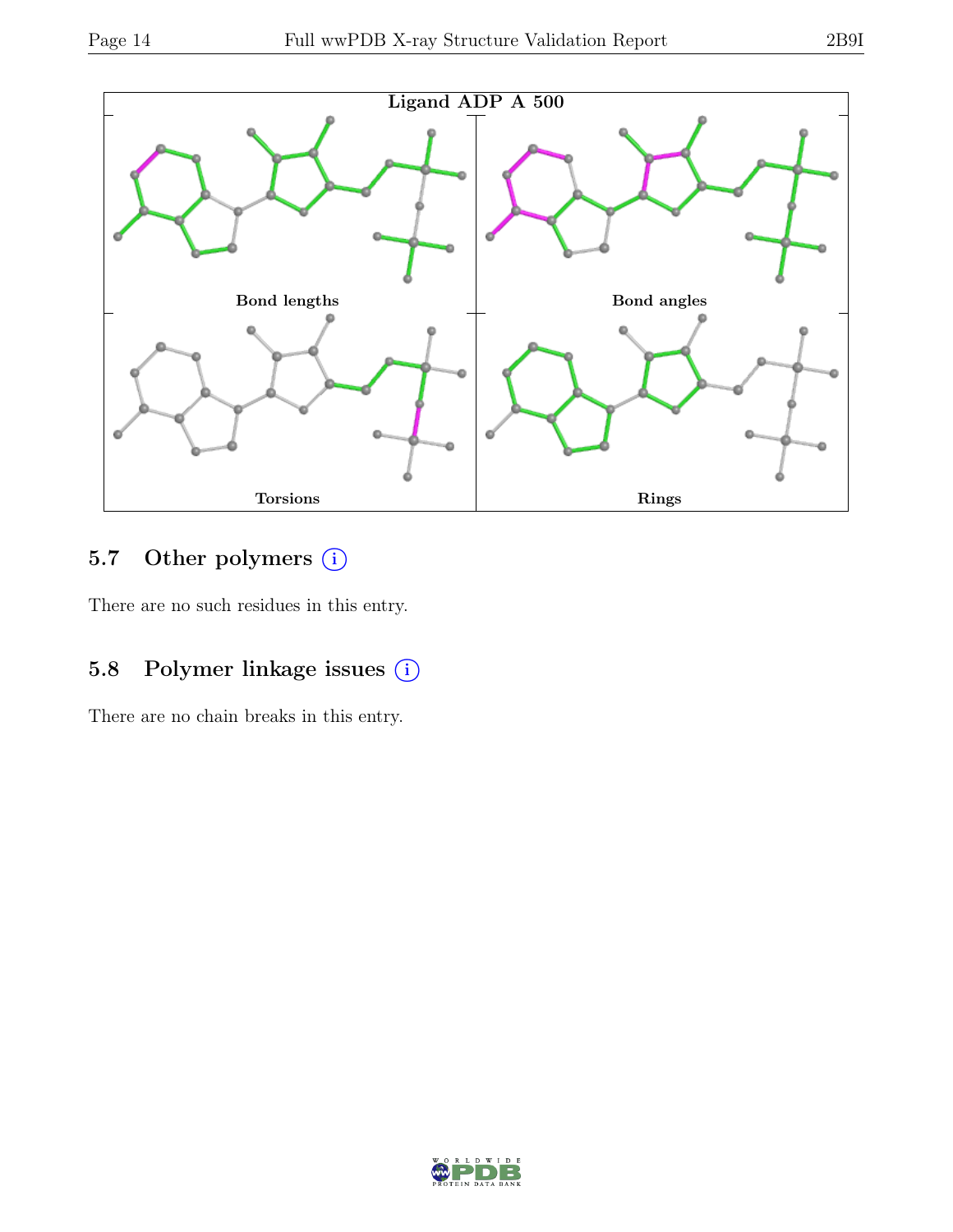Ligand ADP A 500

Bond lengths

Bond angles

Torsions

Rings

## 5.7 Other polymers (i)

There are no such residues in this entry.

## 5.8 Polymer linkage issues (i)

There are no chain breaks in this entry.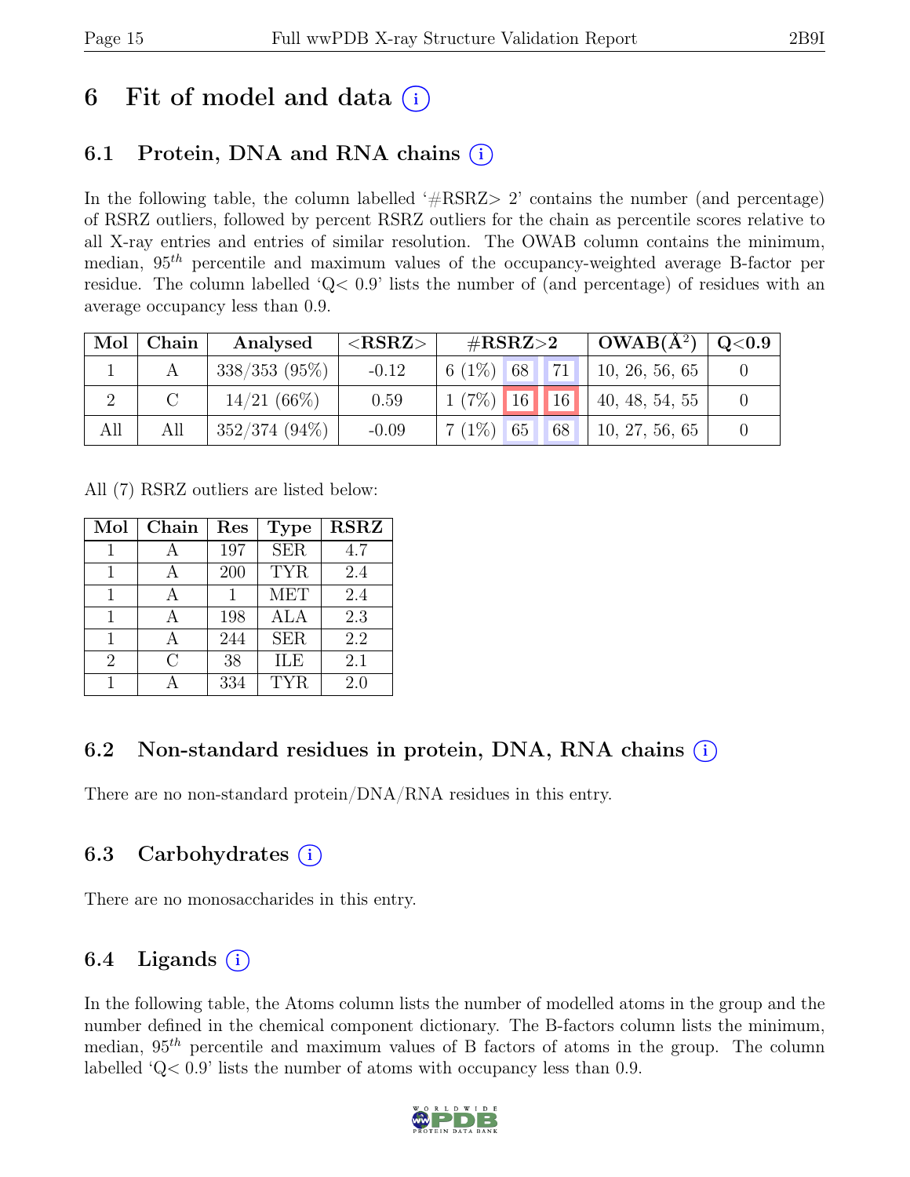# 6 Fit of model and data (i)

## 6.1 Protein, DNA and RNA chains (i)

In the following table, the column labelled '#RSRZ> 2' contains the number (and percentage) of RSRZ outliers, followed by percent RSRZ outliers for the chain as percentile scores relative to all X-ray entries and entries of similar resolution. The OWAB column contains the minimum, median, $95^{th}$ percentile and maximum values of the occupancy-weighted average B-factor per residue. The column labelled 'Q< 0.9' lists the number of (and percentage) of residues with an average occupancy less than 0.9.

| Mol | Chain | Analysed | <RSRZ> | #RSRZ>2 | | | OWAB(Å$^2$) | Q<0.9 |
|---|---|---|---|---|---|---|---|---|
| 1 | A | 338/353 (95%) | -0.12 | 6 (1%) | 68 | 71 | 10, 26, 56, 65 | 0 |
| 2 | C | 14/21 (66%) | 0.59 | 1 (7%) | 16 | 16 | 40, 48, 54, 55 | 0 |
| All | All | 352/374 (94%) | -0.09 | 7 (1%) | 65 | 68 | 10, 27, 56, 65 | 0 |

All (7) RSRZ outliers are listed below:

| Mol | Chain | Res | Type | RSRZ |
|---|---|---|---|---|
| 1 | A | 197 | SER | 4.7 |
| 1 | A | 200 | TYR | 2.4 |
| 1 | A | 1 | MET | 2.4 |
| 1 | A | 198 | ALA | 2.3 |
| 1 | A | 244 | SER | 2.2 |
| 2 | C | 38 | ILE | 2.1 |
| 1 | A | 334 | TYR | 2.0 |

## 6.2 Non-standard residues in protein, DNA, RNA chains (i)

There are no non-standard protein/DNA/RNA residues in this entry.

## 6.3 Carbohydrates (i)

There are no monosaccharides in this entry.

## 6.4 Ligands (i)

In the following table, the Atoms column lists the number of modelled atoms in the group and the number defined in the chemical component dictionary. The B-factors column lists the minimum, median, $95^{th}$ percentile and maximum values of B factors of atoms in the group. The column labelled 'Q< 0.9' lists the number of atoms with occupancy less than 0.9.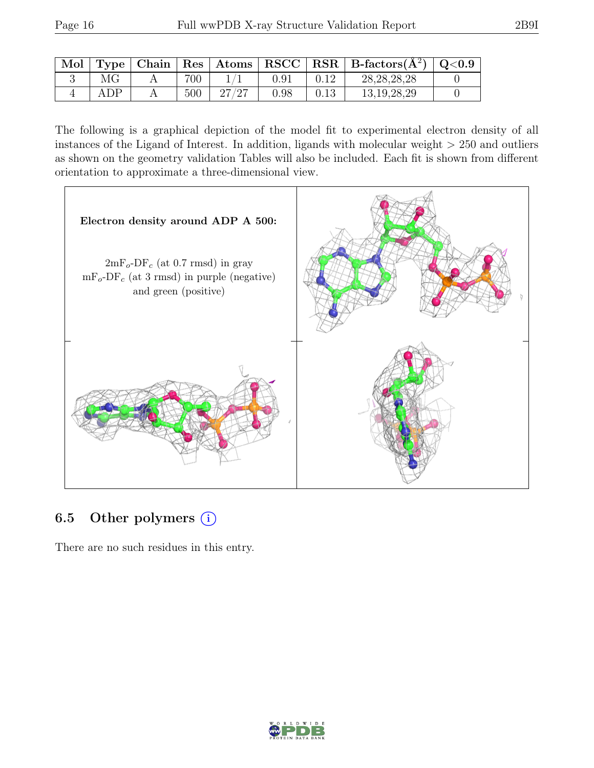| Mol | Type | Chain | Res | Atoms | RSCC | RSR | B-factors($Å^2$) | Q<0.9 |
|---|---|---|---|---|---|---|---|---|
| 3 | MG | A | 700 | 1/1 | 0.91 | 0.12 | 28,28,28,28 | 0 |
| 4 | ADP | A | 500 | 27/27 | 0.98 | 0.13 | 13,19,28,29 | 0 |

The following is a graphical depiction of the model fit to experimental electron density of all instances of the Ligand of Interest. In addition, ligands with molecular weight > 250 and outliers as shown on the geometry validation Tables will also be included. Each fit is shown from different orientation to approximate a three-dimensional view.

**Electron density around ADP A 500:**

$2mF_o$-$DF_c$ (at 0.7 rmsd) in gray
$mF_o$-$DF_c$ (at 3 rmsd) in purple (negative) and green (positive)

## 6.5 Other polymers

There are no such residues in this entry.